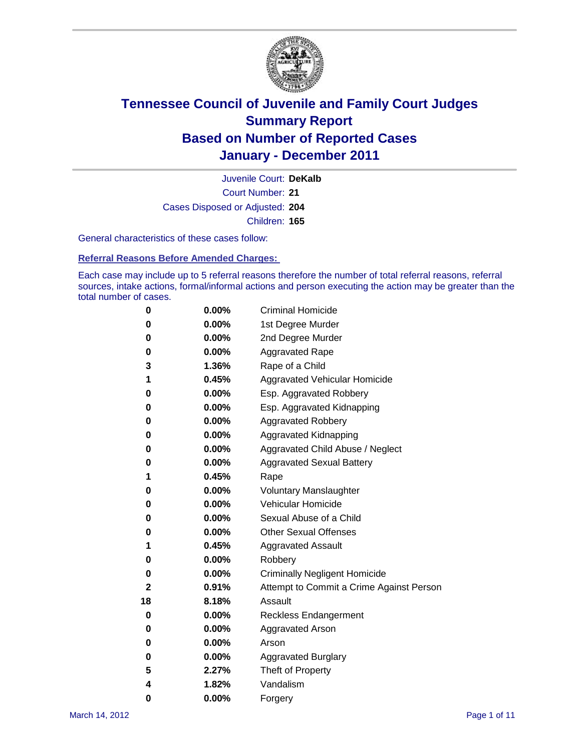# Tennessee Council of Juvenile and Family Court Judges
## Summary Report
## Based on Number of Reported Cases
## January - December 2011

Juvenile Court: **DeKalb**
Court Number: **21**
Cases Disposed or Adjusted: **204**
Children: **165**

General characteristics of these cases follow:

### Referral Reasons Before Amended Charges:

Each case may include up to 5 referral reasons therefore the number of total referral reasons, referral sources, intake actions, formal/informal actions and person executing the action may be greater than the total number of cases.

| Count | Percent | Reason |
|---|---|---|
| 0 | 0.00% | Criminal Homicide |
| 0 | 0.00% | 1st Degree Murder |
| 0 | 0.00% | 2nd Degree Murder |
| 0 | 0.00% | Aggravated Rape |
| 3 | 1.36% | Rape of a Child |
| 1 | 0.45% | Aggravated Vehicular Homicide |
| 0 | 0.00% | Esp. Aggravated Robbery |
| 0 | 0.00% | Esp. Aggravated Kidnapping |
| 0 | 0.00% | Aggravated Robbery |
| 0 | 0.00% | Aggravated Kidnapping |
| 0 | 0.00% | Aggravated Child Abuse / Neglect |
| 0 | 0.00% | Aggravated Sexual Battery |
| 1 | 0.45% | Rape |
| 0 | 0.00% | Voluntary Manslaughter |
| 0 | 0.00% | Vehicular Homicide |
| 0 | 0.00% | Sexual Abuse of a Child |
| 0 | 0.00% | Other Sexual Offenses |
| 1 | 0.45% | Aggravated Assault |
| 0 | 0.00% | Robbery |
| 0 | 0.00% | Criminally Negligent Homicide |
| 2 | 0.91% | Attempt to Commit a Crime Against Person |
| 18 | 8.18% | Assault |
| 0 | 0.00% | Reckless Endangerment |
| 0 | 0.00% | Aggravated Arson |
| 0 | 0.00% | Arson |
| 0 | 0.00% | Aggravated Burglary |
| 5 | 2.27% | Theft of Property |
| 4 | 1.82% | Vandalism |
| 0 | 0.00% | Forgery |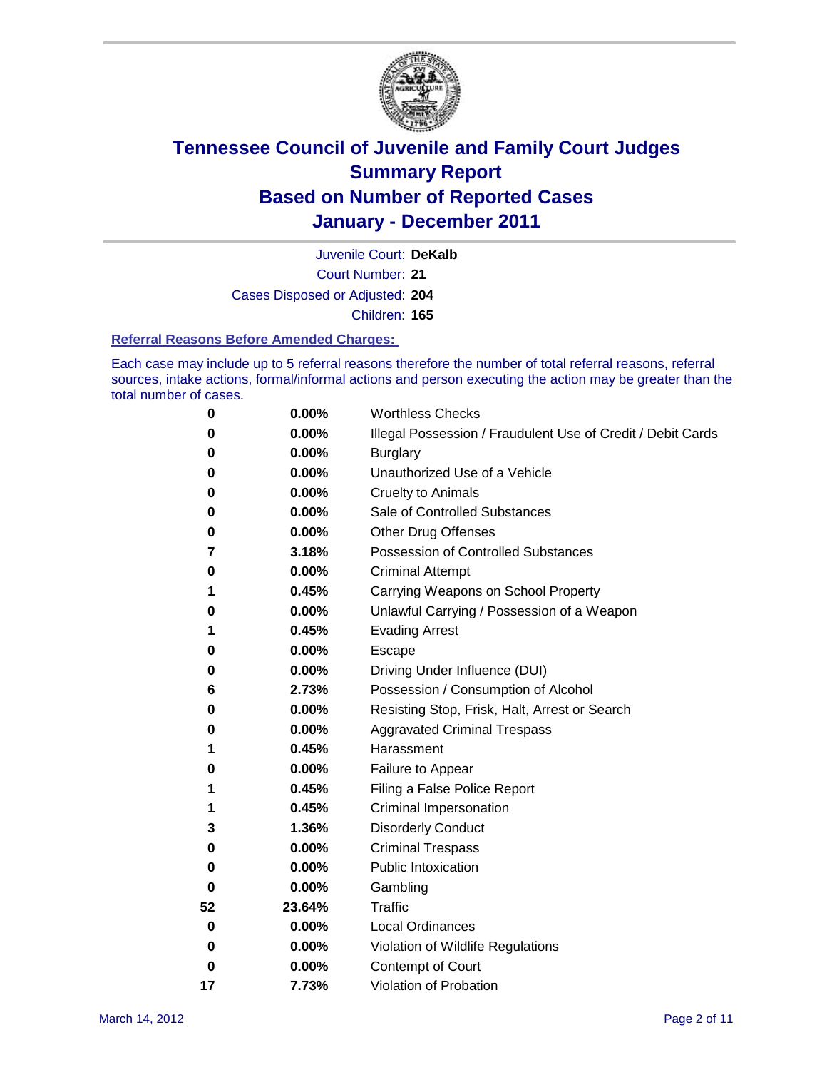# Tennessee Council of Juvenile and Family Court Judges
# Summary Report
# Based on Number of Reported Cases
# January - December 2011

Juvenile Court: **DeKalb**

Court Number: **21**

Cases Disposed or Adjusted: **204**

Children: **165**

### Referral Reasons Before Amended Charges:

Each case may include up to 5 referral reasons therefore the number of total referral reasons, referral sources, intake actions, formal/informal actions and person executing the action may be greater than the total number of cases.

| | | |
|---|---|---|
| 0 | 0.00% | Worthless Checks |
| 0 | 0.00% | Illegal Possession / Fraudulent Use of Credit / Debit Cards |
| 0 | 0.00% | Burglary |
| 0 | 0.00% | Unauthorized Use of a Vehicle |
| 0 | 0.00% | Cruelty to Animals |
| 0 | 0.00% | Sale of Controlled Substances |
| 0 | 0.00% | Other Drug Offenses |
| 7 | 3.18% | Possession of Controlled Substances |
| 0 | 0.00% | Criminal Attempt |
| 1 | 0.45% | Carrying Weapons on School Property |
| 0 | 0.00% | Unlawful Carrying / Possession of a Weapon |
| 1 | 0.45% | Evading Arrest |
| 0 | 0.00% | Escape |
| 0 | 0.00% | Driving Under Influence (DUI) |
| 6 | 2.73% | Possession / Consumption of Alcohol |
| 0 | 0.00% | Resisting Stop, Frisk, Halt, Arrest or Search |
| 0 | 0.00% | Aggravated Criminal Trespass |
| 1 | 0.45% | Harassment |
| 0 | 0.00% | Failure to Appear |
| 1 | 0.45% | Filing a False Police Report |
| 1 | 0.45% | Criminal Impersonation |
| 3 | 1.36% | Disorderly Conduct |
| 0 | 0.00% | Criminal Trespass |
| 0 | 0.00% | Public Intoxication |
| 0 | 0.00% | Gambling |
| 52 | 23.64% | Traffic |
| 0 | 0.00% | Local Ordinances |
| 0 | 0.00% | Violation of Wildlife Regulations |
| 0 | 0.00% | Contempt of Court |
| 17 | 7.73% | Violation of Probation |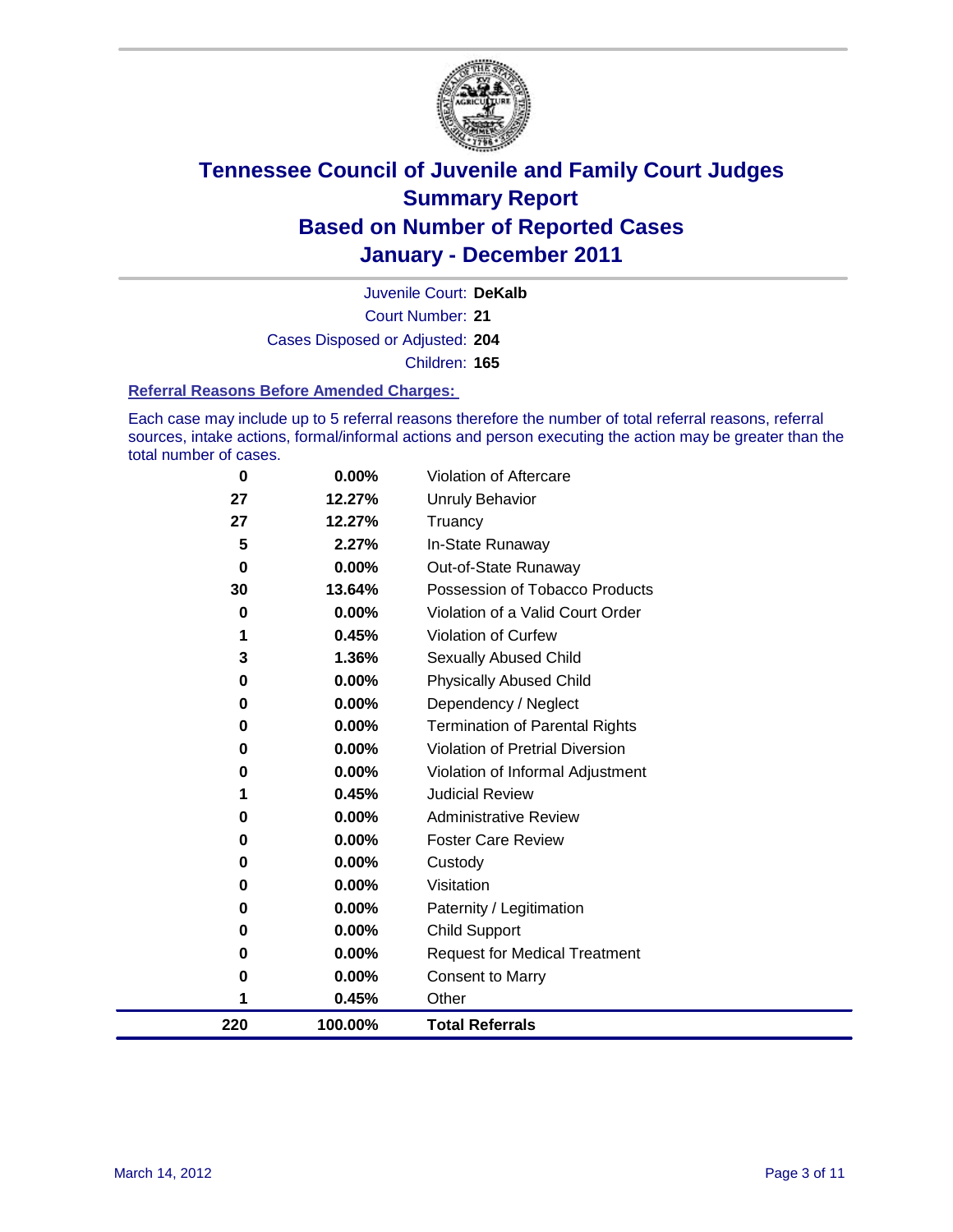# Tennessee Council of Juvenile and Family Court Judges Summary Report Based on Number of Reported Cases January - December 2011

Juvenile Court: **DeKalb**

Court Number: **21**

Cases Disposed or Adjusted: **204**

Children: **165**

**Referral Reasons Before Amended Charges:**

Each case may include up to 5 referral reasons therefore the number of total referral reasons, referral sources, intake actions, formal/informal actions and person executing the action may be greater than the total number of cases.

| | | |
|---|---|---|
| 0 | 0.00% | Violation of Aftercare |
| 27 | 12.27% | Unruly Behavior |
| 27 | 12.27% | Truancy |
| 5 | 2.27% | In-State Runaway |
| 0 | 0.00% | Out-of-State Runaway |
| 30 | 13.64% | Possession of Tobacco Products |
| 0 | 0.00% | Violation of a Valid Court Order |
| 1 | 0.45% | Violation of Curfew |
| 3 | 1.36% | Sexually Abused Child |
| 0 | 0.00% | Physically Abused Child |
| 0 | 0.00% | Dependency / Neglect |
| 0 | 0.00% | Termination of Parental Rights |
| 0 | 0.00% | Violation of Pretrial Diversion |
| 0 | 0.00% | Violation of Informal Adjustment |
| 1 | 0.45% | Judicial Review |
| 0 | 0.00% | Administrative Review |
| 0 | 0.00% | Foster Care Review |
| 0 | 0.00% | Custody |
| 0 | 0.00% | Visitation |
| 0 | 0.00% | Paternity / Legitimation |
| 0 | 0.00% | Child Support |
| 0 | 0.00% | Request for Medical Treatment |
| 0 | 0.00% | Consent to Marry |
| 1 | 0.45% | Other |
| **220** | **100.00%** | **Total Referrals** |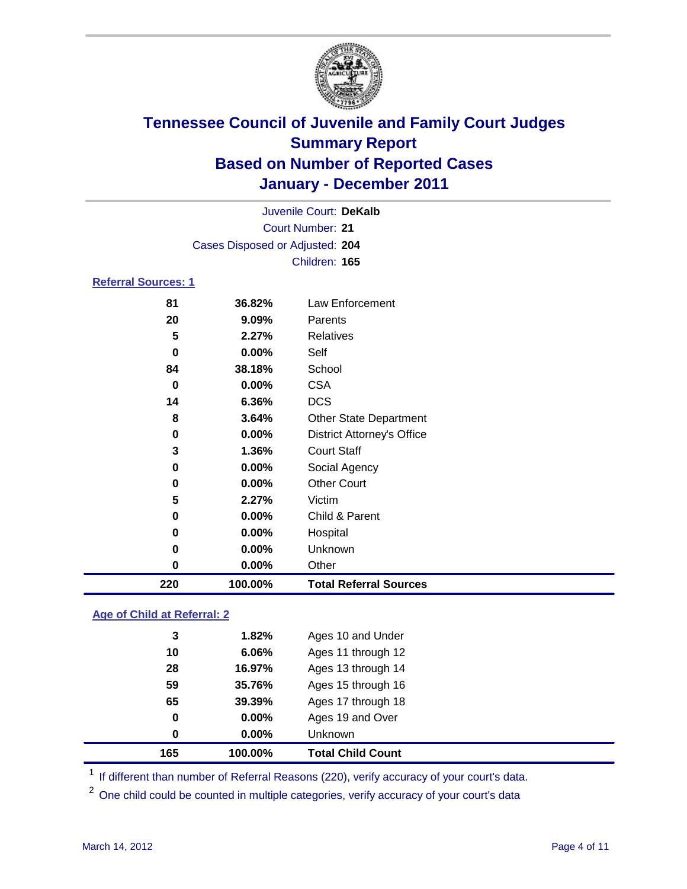# Tennessee Council of Juvenile and Family Court Judges
## Summary Report
## Based on Number of Reported Cases
## January - December 2011

Juvenile Court: **DeKalb**
Court Number: **21**
Cases Disposed or Adjusted: **204**
Children: **165**

### Referral Sources: 1

| Count | Percent | Source |
|---|---|---|
| 81 | 36.82% | Law Enforcement |
| 20 | 9.09% | Parents |
| 5 | 2.27% | Relatives |
| 0 | 0.00% | Self |
| 84 | 38.18% | School |
| 0 | 0.00% | CSA |
| 14 | 6.36% | DCS |
| 8 | 3.64% | Other State Department |
| 0 | 0.00% | District Attorney's Office |
| 3 | 1.36% | Court Staff |
| 0 | 0.00% | Social Agency |
| 0 | 0.00% | Other Court |
| 5 | 2.27% | Victim |
| 0 | 0.00% | Child & Parent |
| 0 | 0.00% | Hospital |
| 0 | 0.00% | Unknown |
| 0 | 0.00% | Other |
| **220** | **100.00%** | **Total Referral Sources** |

### Age of Child at Referral: 2

| Count | Percent | Age |
|---|---|---|
| 3 | 1.82% | Ages 10 and Under |
| 10 | 6.06% | Ages 11 through 12 |
| 28 | 16.97% | Ages 13 through 14 |
| 59 | 35.76% | Ages 15 through 16 |
| 65 | 39.39% | Ages 17 through 18 |
| 0 | 0.00% | Ages 19 and Over |
| 0 | 0.00% | Unknown |
| **165** | **100.00%** | **Total Child Count** |

[1] If different than number of Referral Reasons (220), verify accuracy of your court's data.

[2] One child could be counted in multiple categories, verify accuracy of your court's data

March 14, 2012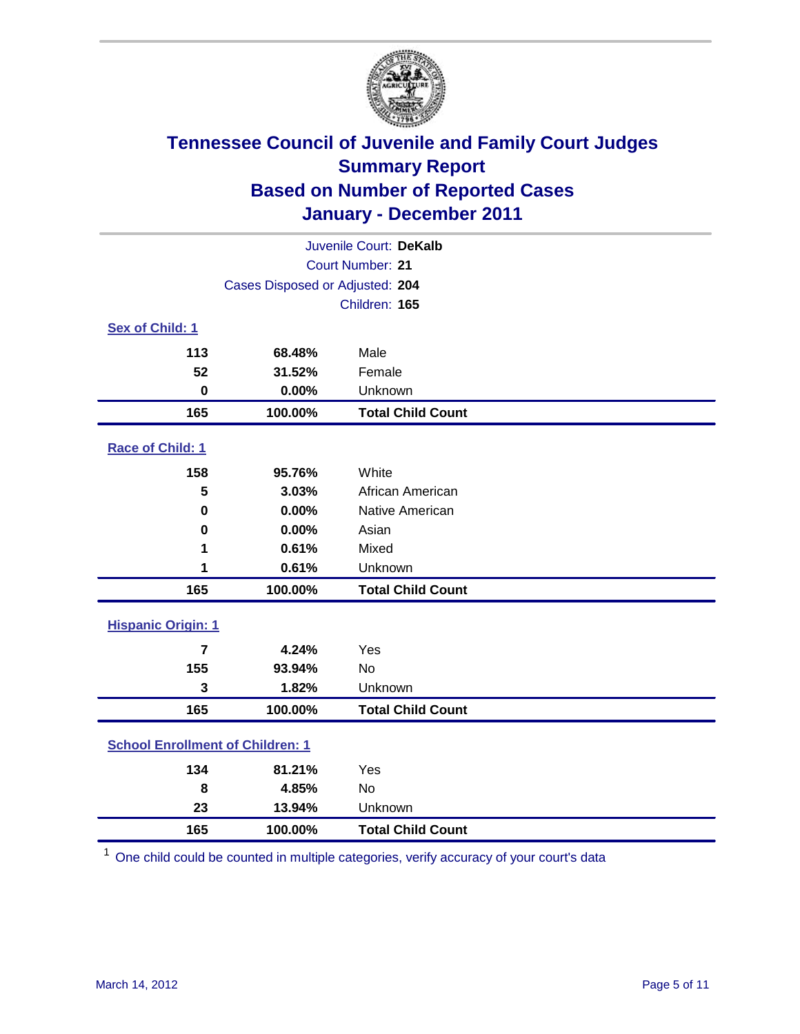# Tennessee Council of Juvenile and Family Court Judges
## Summary Report
## Based on Number of Reported Cases
## January - December 2011

Juvenile Court: **DeKalb**
Court Number: **21**
Cases Disposed or Adjusted: **204**
Children: **165**

### Sex of Child: 1

| Count | Percent | Category |
|---|---|---|
| 113 | 68.48% | Male |
| 52 | 31.52% | Female |
| 0 | 0.00% | Unknown |
| **165** | **100.00%** | **Total Child Count** |

### Race of Child: 1

| Count | Percent | Category |
|---|---|---|
| 158 | 95.76% | White |
| 5 | 3.03% | African American |
| 0 | 0.00% | Native American |
| 0 | 0.00% | Asian |
| 1 | 0.61% | Mixed |
| 1 | 0.61% | Unknown |
| **165** | **100.00%** | **Total Child Count** |

### Hispanic Origin: 1

| Count | Percent | Category |
|---|---|---|
| 7 | 4.24% | Yes |
| 155 | 93.94% | No |
| 3 | 1.82% | Unknown |
| **165** | **100.00%** | **Total Child Count** |

### School Enrollment of Children: 1

| Count | Percent | Category |
|---|---|---|
| 134 | 81.21% | Yes |
| 8 | 4.85% | No |
| 23 | 13.94% | Unknown |
| **165** | **100.00%** | **Total Child Count** |

[1] One child could be counted in multiple categories, verify accuracy of your court's data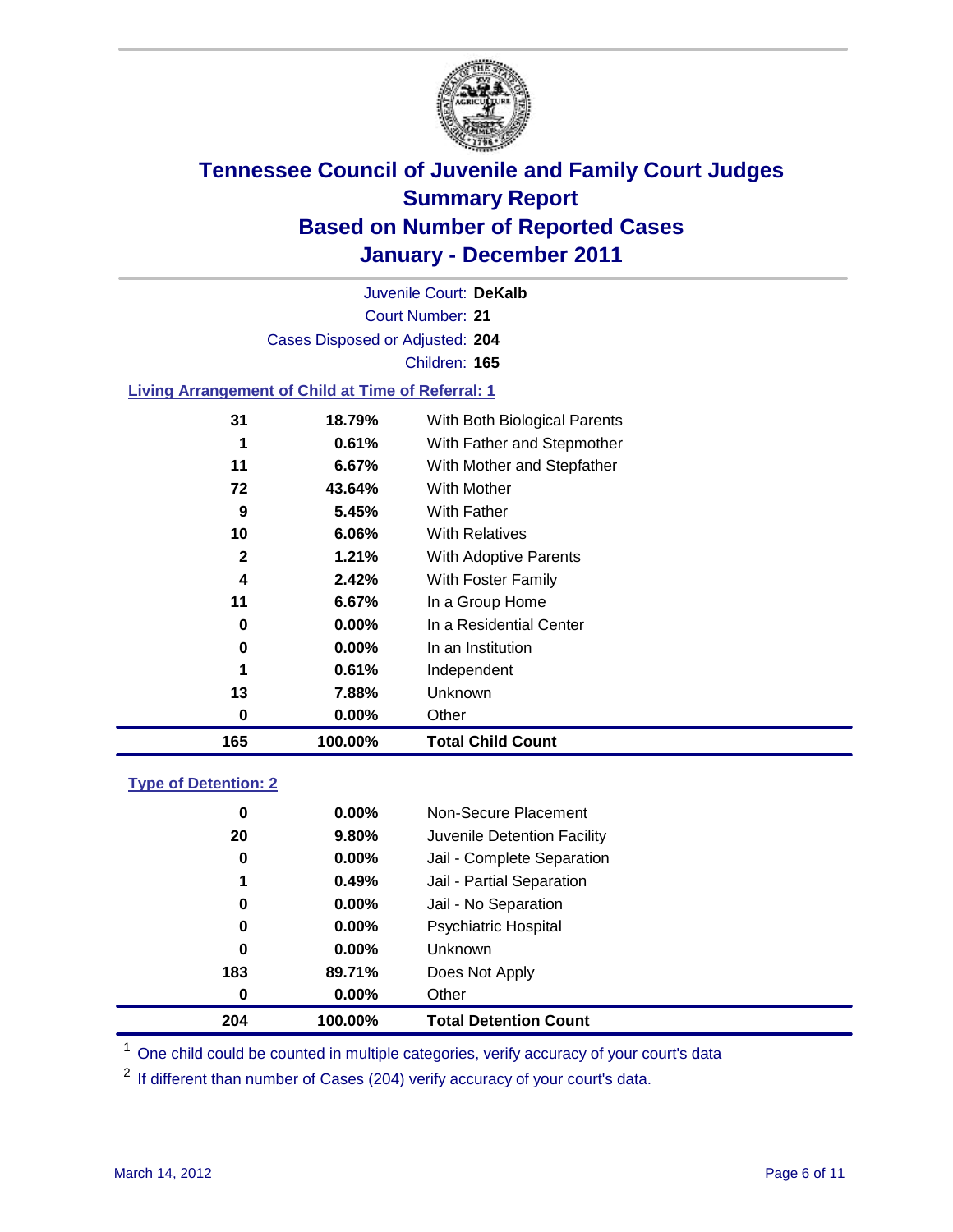# Tennessee Council of Juvenile and Family Court Judges
## Summary Report
## Based on Number of Reported Cases
## January - December 2011

Juvenile Court: **DeKalb**

Court Number: **21**

Cases Disposed or Adjusted: **204**

Children: **165**

### Living Arrangement of Child at Time of Referral: 1

| Count | Percent | Category |
|---|---|---|
| 31 | 18.79% | With Both Biological Parents |
| 1 | 0.61% | With Father and Stepmother |
| 11 | 6.67% | With Mother and Stepfather |
| 72 | 43.64% | With Mother |
| 9 | 5.45% | With Father |
| 10 | 6.06% | With Relatives |
| 2 | 1.21% | With Adoptive Parents |
| 4 | 2.42% | With Foster Family |
| 11 | 6.67% | In a Group Home |
| 0 | 0.00% | In a Residential Center |
| 0 | 0.00% | In an Institution |
| 1 | 0.61% | Independent |
| 13 | 7.88% | Unknown |
| 0 | 0.00% | Other |
| **165** | **100.00%** | **Total Child Count** |

### Type of Detention: 2

| Count | Percent | Category |
|---|---|---|
| 0 | 0.00% | Non-Secure Placement |
| 20 | 9.80% | Juvenile Detention Facility |
| 0 | 0.00% | Jail - Complete Separation |
| 1 | 0.49% | Jail - Partial Separation |
| 0 | 0.00% | Jail - No Separation |
| 0 | 0.00% | Psychiatric Hospital |
| 0 | 0.00% | Unknown |
| 183 | 89.71% | Does Not Apply |
| 0 | 0.00% | Other |
| **204** | **100.00%** | **Total Detention Count** |

[1] One child could be counted in multiple categories, verify accuracy of your court's data

[2] If different than number of Cases (204) verify accuracy of your court's data.

March 14, 2012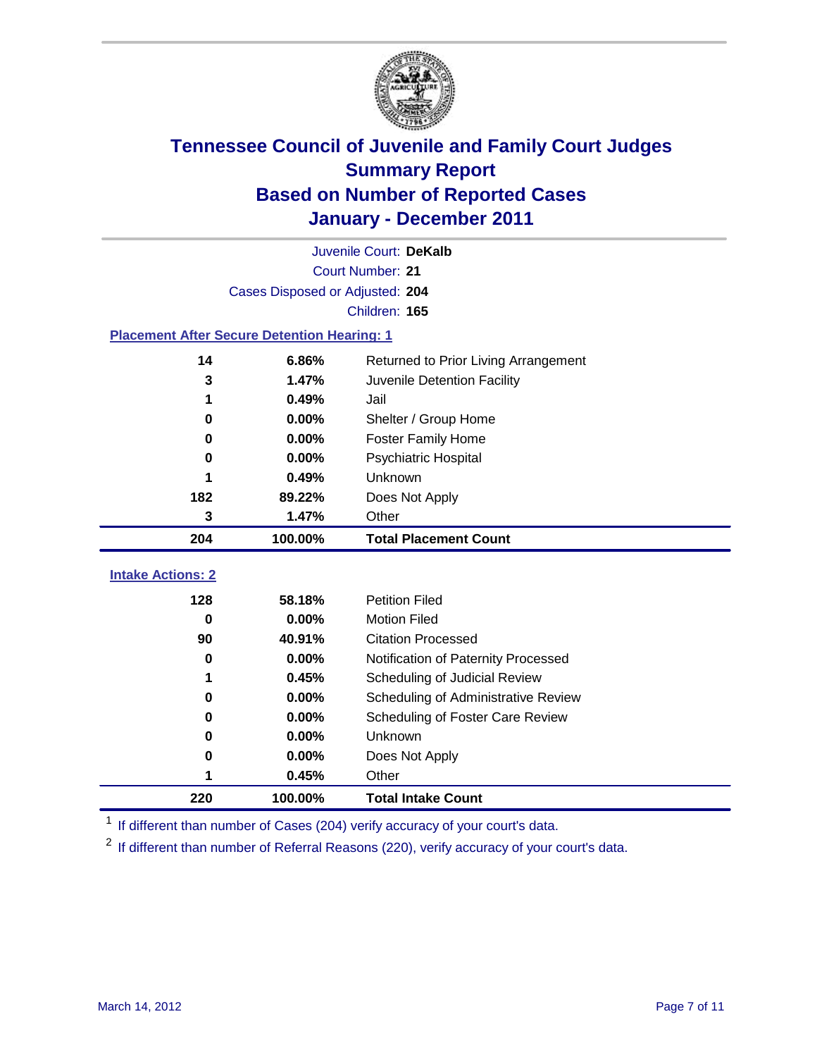# Tennessee Council of Juvenile and Family Court Judges
## Summary Report
## Based on Number of Reported Cases
## January - December 2011

Juvenile Court: **DeKalb**

Court Number: **21**

Cases Disposed or Adjusted: **204**

Children: **165**

### Placement After Secure Detention Hearing: 1

| | | |
|---|---|---|
| 14 | 6.86% | Returned to Prior Living Arrangement |
| 3 | 1.47% | Juvenile Detention Facility |
| 1 | 0.49% | Jail |
| 0 | 0.00% | Shelter / Group Home |
| 0 | 0.00% | Foster Family Home |
| 0 | 0.00% | Psychiatric Hospital |
| 1 | 0.49% | Unknown |
| 182 | 89.22% | Does Not Apply |
| 3 | 1.47% | Other |
| **204** | **100.00%** | **Total Placement Count** |

### Intake Actions: 2

| | | |
|---|---|---|
| 128 | 58.18% | Petition Filed |
| 0 | 0.00% | Motion Filed |
| 90 | 40.91% | Citation Processed |
| 0 | 0.00% | Notification of Paternity Processed |
| 1 | 0.45% | Scheduling of Judicial Review |
| 0 | 0.00% | Scheduling of Administrative Review |
| 0 | 0.00% | Scheduling of Foster Care Review |
| 0 | 0.00% | Unknown |
| 0 | 0.00% | Does Not Apply |
| 1 | 0.45% | Other |
| **220** | **100.00%** | **Total Intake Count** |

[1] If different than number of Cases (204) verify accuracy of your court's data.

[2] If different than number of Referral Reasons (220), verify accuracy of your court's data.

March 14, 2012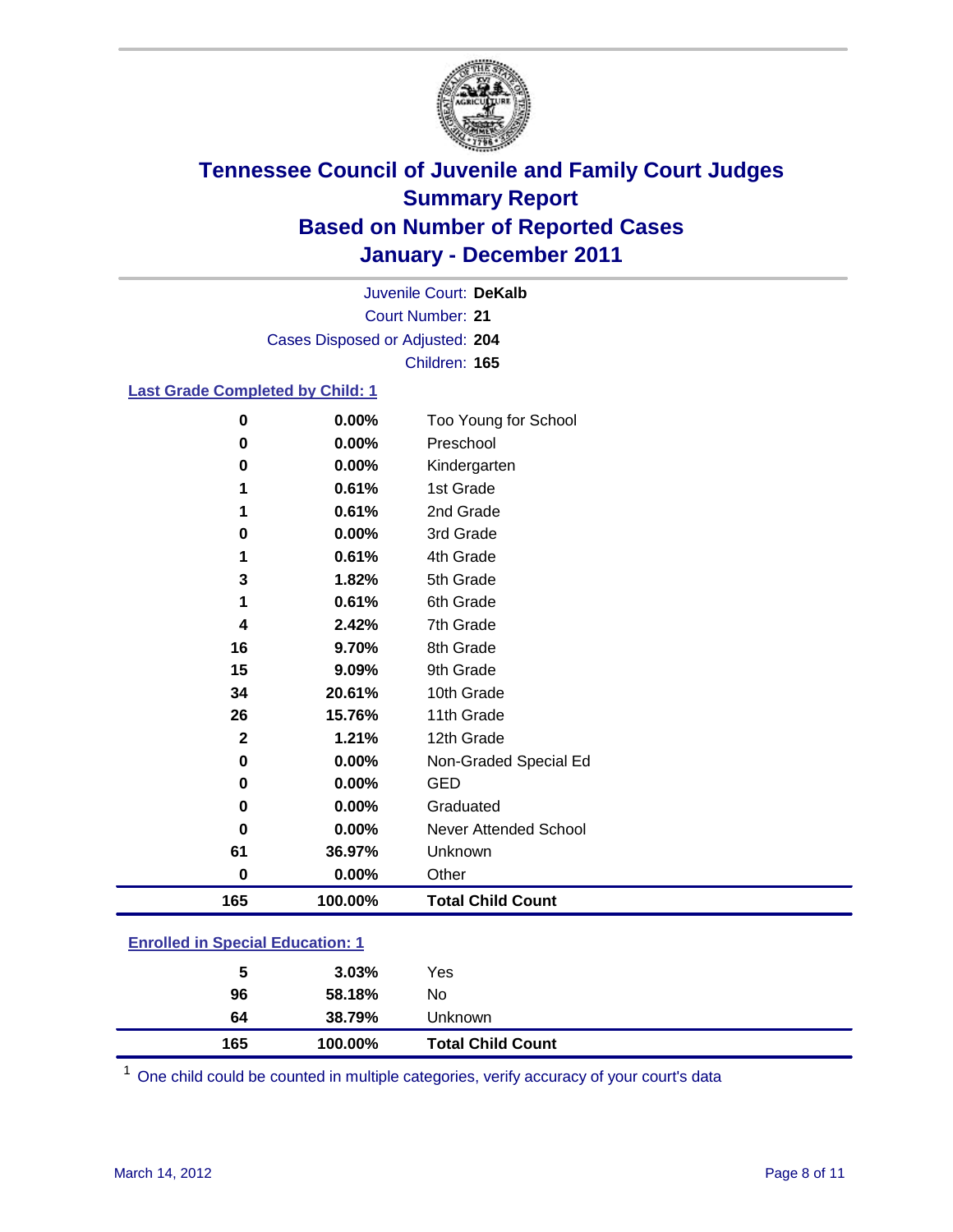# Tennessee Council of Juvenile and Family Court Judges
## Summary Report
## Based on Number of Reported Cases
## January - December 2011

Juvenile Court: **DeKalb**

Court Number: **21**

Cases Disposed or Adjusted: **204**

Children: **165**

### Last Grade Completed by Child: 1

| Count | Percent | Category |
|---|---|---|
| 0 | 0.00% | Too Young for School |
| 0 | 0.00% | Preschool |
| 0 | 0.00% | Kindergarten |
| 1 | 0.61% | 1st Grade |
| 1 | 0.61% | 2nd Grade |
| 0 | 0.00% | 3rd Grade |
| 1 | 0.61% | 4th Grade |
| 3 | 1.82% | 5th Grade |
| 1 | 0.61% | 6th Grade |
| 4 | 2.42% | 7th Grade |
| 16 | 9.70% | 8th Grade |
| 15 | 9.09% | 9th Grade |
| 34 | 20.61% | 10th Grade |
| 26 | 15.76% | 11th Grade |
| 2 | 1.21% | 12th Grade |
| 0 | 0.00% | Non-Graded Special Ed |
| 0 | 0.00% | GED |
| 0 | 0.00% | Graduated |
| 0 | 0.00% | Never Attended School |
| 61 | 36.97% | Unknown |
| 0 | 0.00% | Other |
| **165** | **100.00%** | **Total Child Count** |

### Enrolled in Special Education: 1

| Count | Percent | Category |
|---|---|---|
| 5 | 3.03% | Yes |
| 96 | 58.18% | No |
| 64 | 38.79% | Unknown |
| **165** | **100.00%** | **Total Child Count** |

[1] One child could be counted in multiple categories, verify accuracy of your court's data

March 14, 2012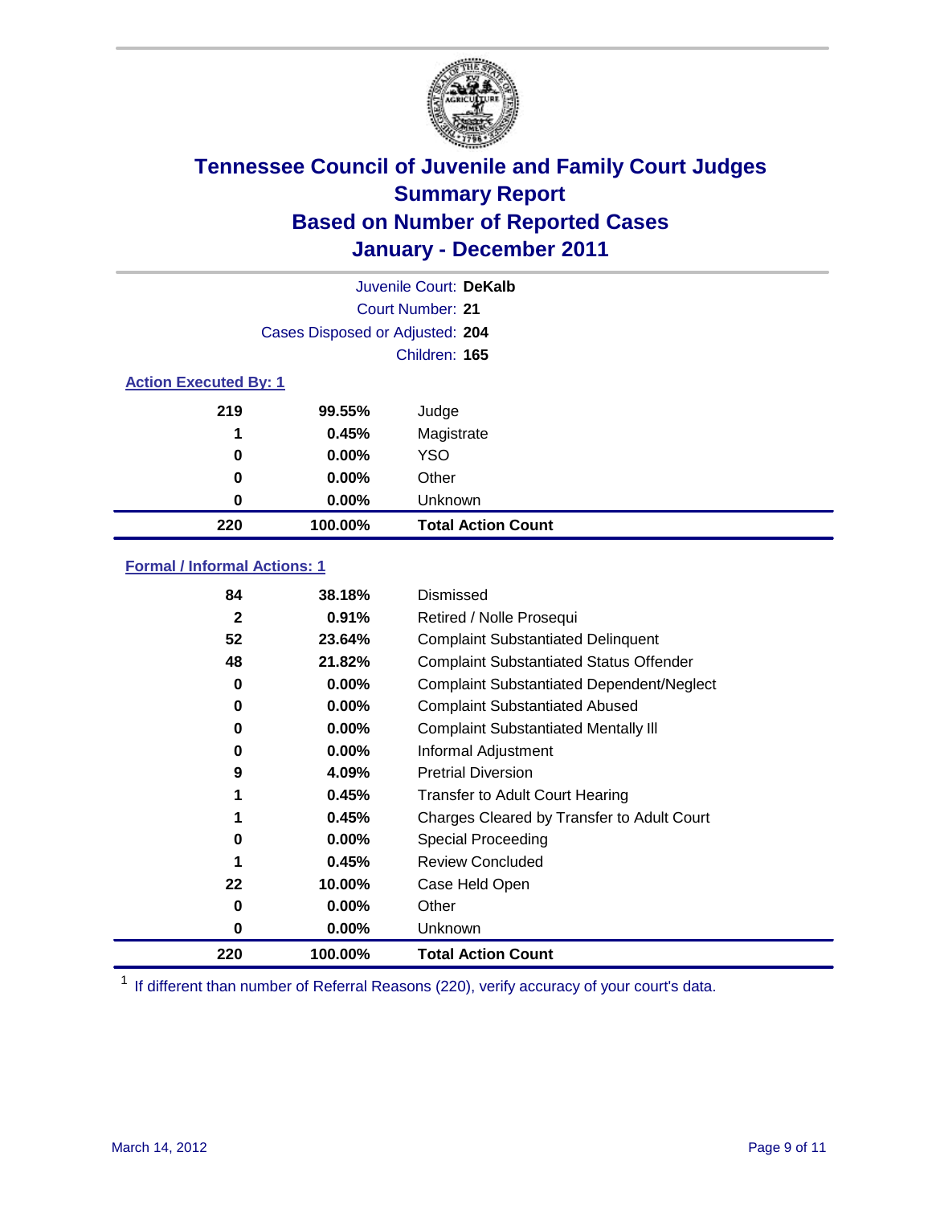# Tennessee Council of Juvenile and Family Court Judges
## Summary Report
## Based on Number of Reported Cases
## January - December 2011

Juvenile Court: **DeKalb**
Court Number: **21**
Cases Disposed or Adjusted: **204**
Children: **165**

### Action Executed By: 1

| | | |
|---|---|---|
| 219 | 99.55% | Judge |
| 1 | 0.45% | Magistrate |
| 0 | 0.00% | YSO |
| 0 | 0.00% | Other |
| 0 | 0.00% | Unknown |
| **220** | **100.00%** | **Total Action Count** |

### Formal / Informal Actions: 1

| | | |
|---|---|---|
| 84 | 38.18% | Dismissed |
| 2 | 0.91% | Retired / Nolle Prosequi |
| 52 | 23.64% | Complaint Substantiated Delinquent |
| 48 | 21.82% | Complaint Substantiated Status Offender |
| 0 | 0.00% | Complaint Substantiated Dependent/Neglect |
| 0 | 0.00% | Complaint Substantiated Abused |
| 0 | 0.00% | Complaint Substantiated Mentally Ill |
| 0 | 0.00% | Informal Adjustment |
| 9 | 4.09% | Pretrial Diversion |
| 1 | 0.45% | Transfer to Adult Court Hearing |
| 1 | 0.45% | Charges Cleared by Transfer to Adult Court |
| 0 | 0.00% | Special Proceeding |
| 1 | 0.45% | Review Concluded |
| 22 | 10.00% | Case Held Open |
| 0 | 0.00% | Other |
| 0 | 0.00% | Unknown |
| **220** | **100.00%** | **Total Action Count** |

[1] If different than number of Referral Reasons (220), verify accuracy of your court's data.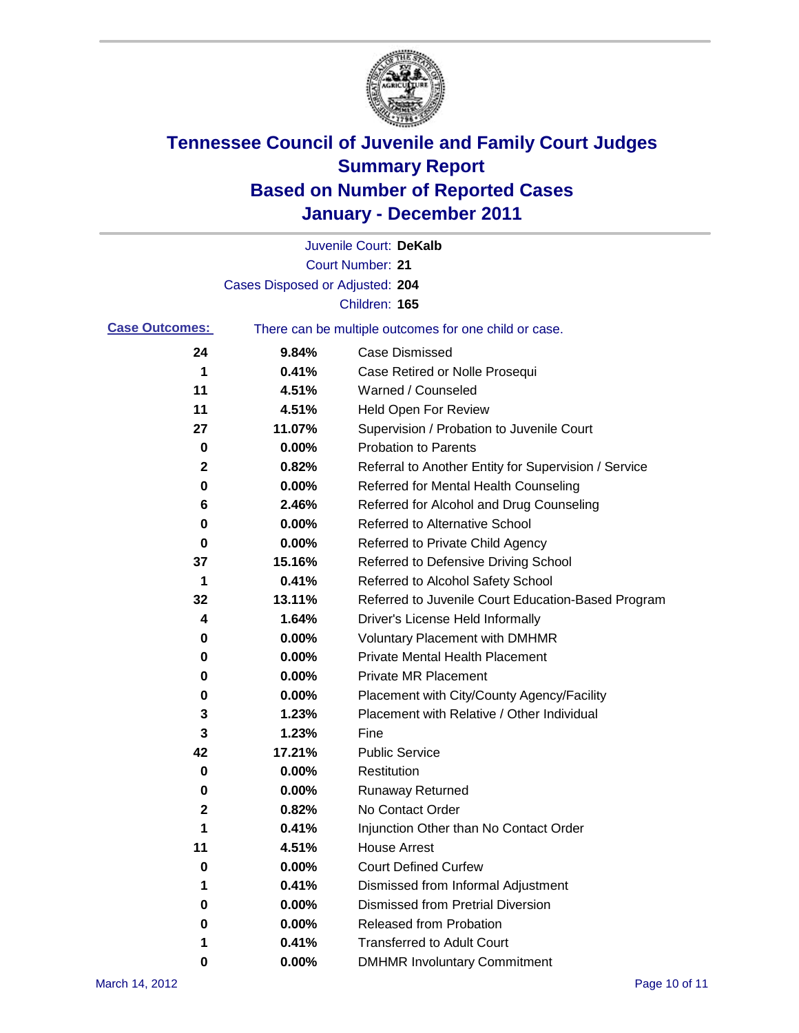# Tennessee Council of Juvenile and Family Court Judges
## Summary Report
## Based on Number of Reported Cases
## January - December 2011

Juvenile Court: **DeKalb**

Court Number: **21**

Cases Disposed or Adjusted: **204**

Children: **165**

**Case Outcomes:** There can be multiple outcomes for one child or case.

| Count | Percent | Outcome |
|---|---|---|
| 24 | 9.84% | Case Dismissed |
| 1 | 0.41% | Case Retired or Nolle Prosequi |
| 11 | 4.51% | Warned / Counseled |
| 11 | 4.51% | Held Open For Review |
| 27 | 11.07% | Supervision / Probation to Juvenile Court |
| 0 | 0.00% | Probation to Parents |
| 2 | 0.82% | Referral to Another Entity for Supervision / Service |
| 0 | 0.00% | Referred for Mental Health Counseling |
| 6 | 2.46% | Referred for Alcohol and Drug Counseling |
| 0 | 0.00% | Referred to Alternative School |
| 0 | 0.00% | Referred to Private Child Agency |
| 37 | 15.16% | Referred to Defensive Driving School |
| 1 | 0.41% | Referred to Alcohol Safety School |
| 32 | 13.11% | Referred to Juvenile Court Education-Based Program |
| 4 | 1.64% | Driver's License Held Informally |
| 0 | 0.00% | Voluntary Placement with DMHMR |
| 0 | 0.00% | Private Mental Health Placement |
| 0 | 0.00% | Private MR Placement |
| 0 | 0.00% | Placement with City/County Agency/Facility |
| 3 | 1.23% | Placement with Relative / Other Individual |
| 3 | 1.23% | Fine |
| 42 | 17.21% | Public Service |
| 0 | 0.00% | Restitution |
| 0 | 0.00% | Runaway Returned |
| 2 | 0.82% | No Contact Order |
| 1 | 0.41% | Injunction Other than No Contact Order |
| 11 | 4.51% | House Arrest |
| 0 | 0.00% | Court Defined Curfew |
| 1 | 0.41% | Dismissed from Informal Adjustment |
| 0 | 0.00% | Dismissed from Pretrial Diversion |
| 0 | 0.00% | Released from Probation |
| 1 | 0.41% | Transferred to Adult Court |
| 0 | 0.00% | DMHMR Involuntary Commitment |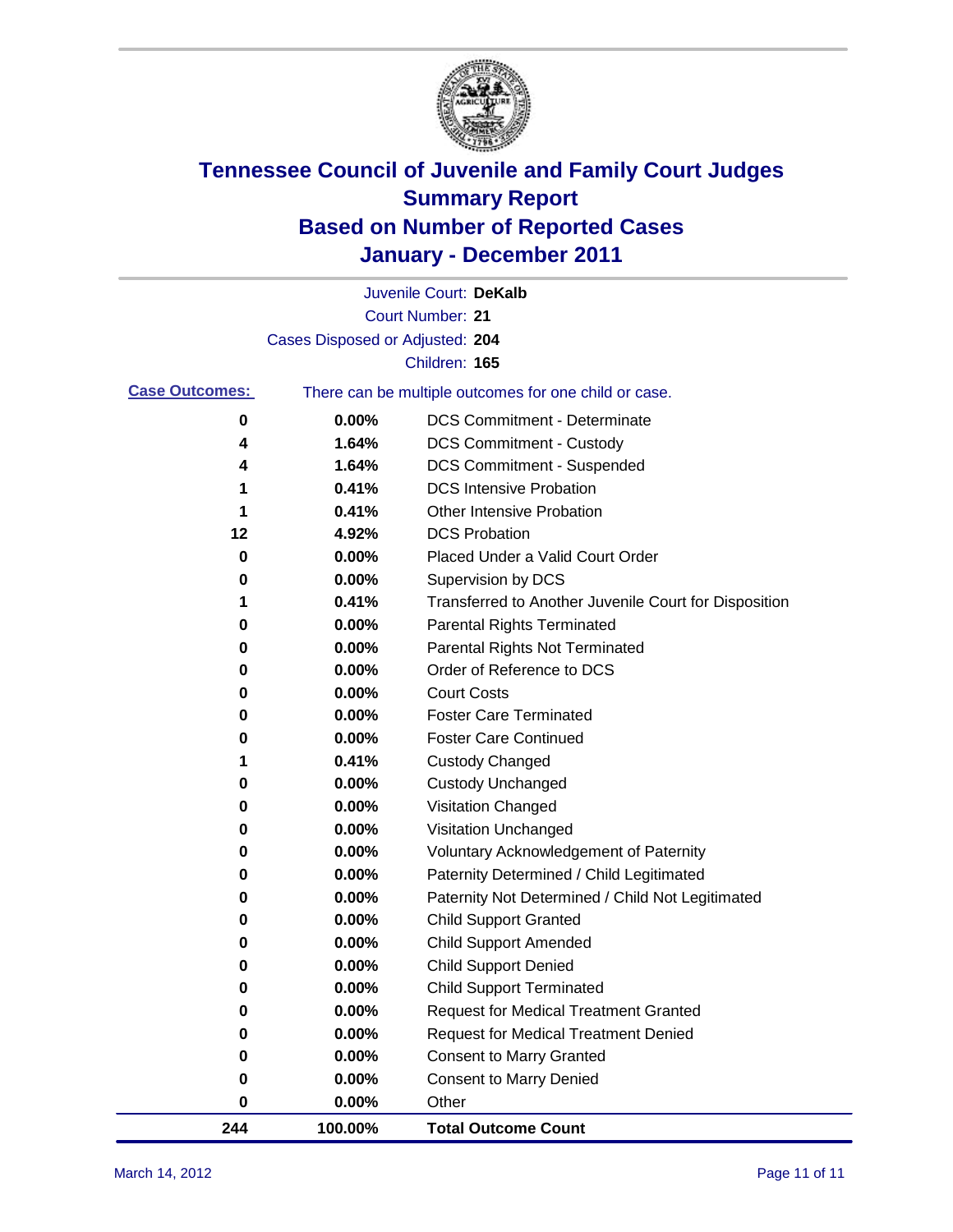# Tennessee Council of Juvenile and Family Court Judges
# Summary Report
# Based on Number of Reported Cases
# January - December 2011

Juvenile Court: **DeKalb**

Court Number: **21**

Cases Disposed or Adjusted: **204**

Children: **165**

**Case Outcomes:** There can be multiple outcomes for one child or case.

| | | |
|---|---|---|
| 0 | 0.00% | DCS Commitment - Determinate |
| 4 | 1.64% | DCS Commitment - Custody |
| 4 | 1.64% | DCS Commitment - Suspended |
| 1 | 0.41% | DCS Intensive Probation |
| 1 | 0.41% | Other Intensive Probation |
| 12 | 4.92% | DCS Probation |
| 0 | 0.00% | Placed Under a Valid Court Order |
| 0 | 0.00% | Supervision by DCS |
| 1 | 0.41% | Transferred to Another Juvenile Court for Disposition |
| 0 | 0.00% | Parental Rights Terminated |
| 0 | 0.00% | Parental Rights Not Terminated |
| 0 | 0.00% | Order of Reference to DCS |
| 0 | 0.00% | Court Costs |
| 0 | 0.00% | Foster Care Terminated |
| 0 | 0.00% | Foster Care Continued |
| 1 | 0.41% | Custody Changed |
| 0 | 0.00% | Custody Unchanged |
| 0 | 0.00% | Visitation Changed |
| 0 | 0.00% | Visitation Unchanged |
| 0 | 0.00% | Voluntary Acknowledgement of Paternity |
| 0 | 0.00% | Paternity Determined / Child Legitimated |
| 0 | 0.00% | Paternity Not Determined / Child Not Legitimated |
| 0 | 0.00% | Child Support Granted |
| 0 | 0.00% | Child Support Amended |
| 0 | 0.00% | Child Support Denied |
| 0 | 0.00% | Child Support Terminated |
| 0 | 0.00% | Request for Medical Treatment Granted |
| 0 | 0.00% | Request for Medical Treatment Denied |
| 0 | 0.00% | Consent to Marry Granted |
| 0 | 0.00% | Consent to Marry Denied |
| 0 | 0.00% | Other |
| **244** | **100.00%** | **Total Outcome Count** |

March 14, 2012